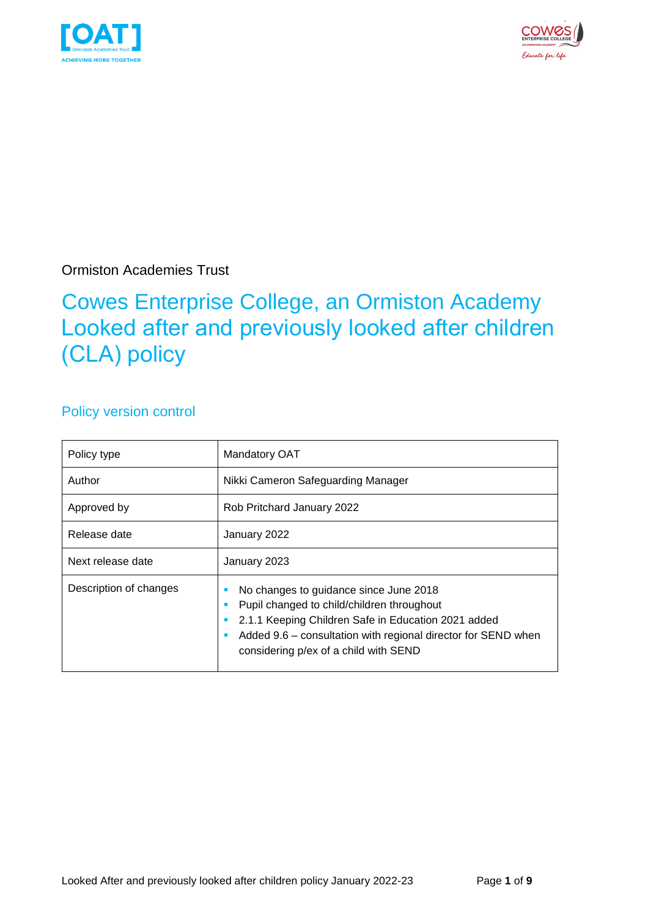Ormiston Academies Trust

# Cowes Enterprise College, an Ormiston Academy Looked after and previously looked after children (CLA) policy

## Policy version control

| Policy type | Mandatory OAT |
|---|---|
| Author | Nikki Cameron Safeguarding Manager |
| Approved by | Rob Pritchard January 2022 |
| Release date | January 2022 |
| Next release date | January 2023 |
| Description of changes | ▪ No changes to guidance since June 2018<br>▪ Pupil changed to child/children throughout<br>▪ 2.1.1 Keeping Children Safe in Education 2021 added<br>▪ Added 9.6 – consultation with regional director for SEND when considering p/ex of a child with SEND |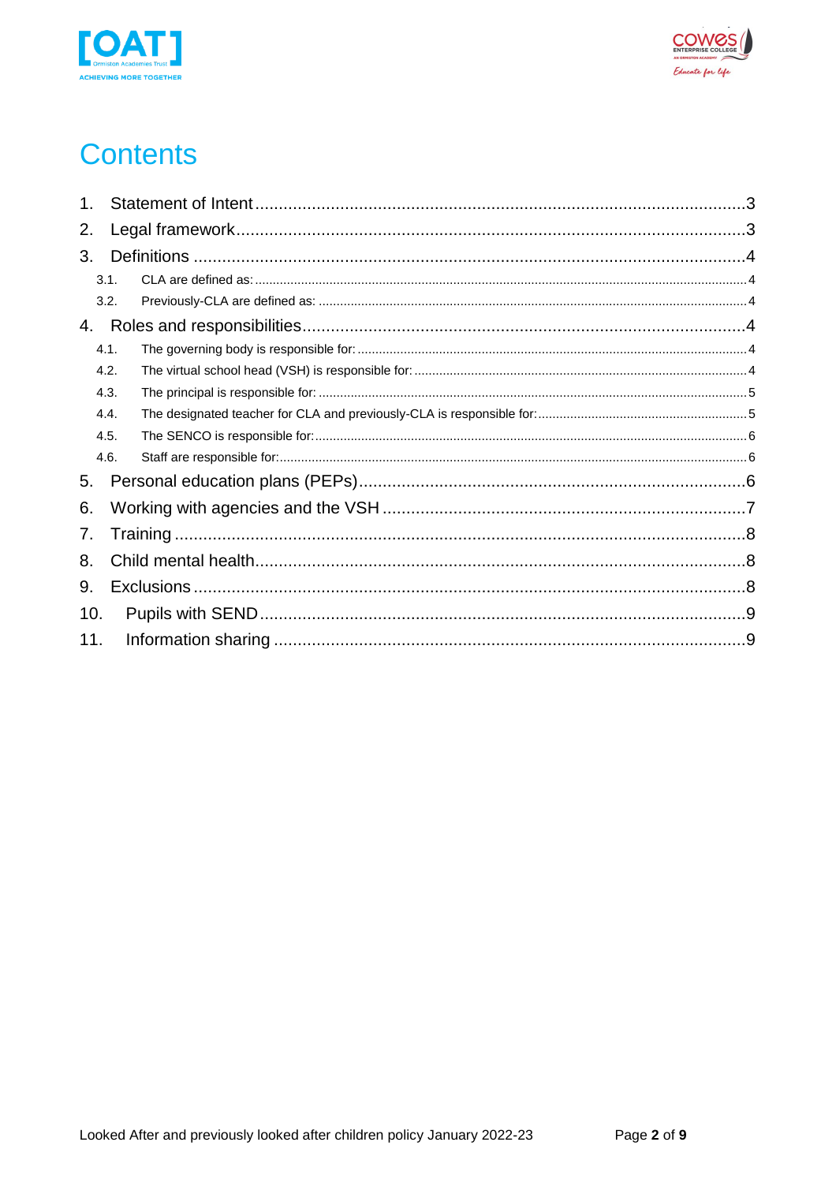# Contents

1. Statement of Intent ........................................................................................................ 3
2. Legal framework ............................................................................................................ 3
3. Definitions ..................................................................................................................... 4
   - 3.1. CLA are defined as: .................................................................................................. 4
   - 3.2. Previously-CLA are defined as: ................................................................................. 4
4. Roles and responsibilities .............................................................................................. 4
   - 4.1. The governing body is responsible for: ..................................................................... 4
   - 4.2. The virtual school head (VSH) is responsible for: ..................................................... 4
   - 4.3. The principal is responsible for: ................................................................................ 5
   - 4.4. The designated teacher for CLA and previously-CLA is responsible for: .................. 5
   - 4.5. The SENCO is responsible for: ................................................................................. 6
   - 4.6. Staff are responsible for: ........................................................................................... 6
5. Personal education plans (PEPs) ................................................................................... 6
6. Working with agencies and the VSH .............................................................................. 7
7. Training .......................................................................................................................... 8
8. Child mental health ......................................................................................................... 8
9. Exclusions ...................................................................................................................... 8
10. Pupils with SEND .......................................................................................................... 9
11. Information sharing ....................................................................................................... 9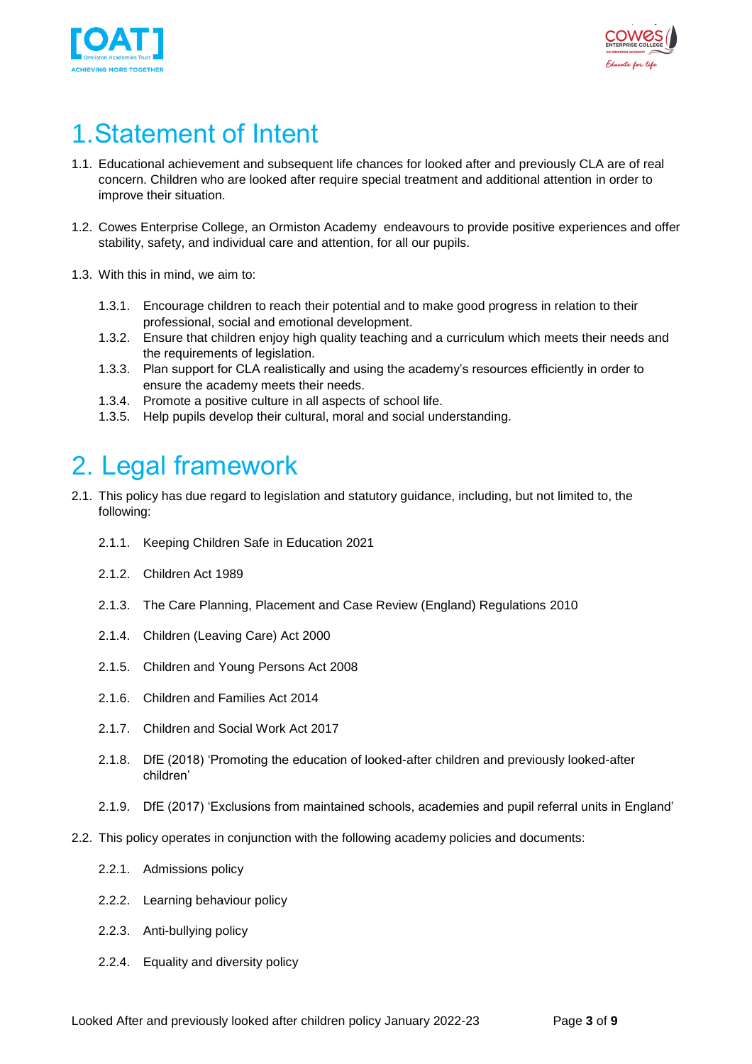# 1. Statement of Intent

1.1. Educational achievement and subsequent life chances for looked after and previously CLA are of real concern. Children who are looked after require special treatment and additional attention in order to improve their situation.

1.2. Cowes Enterprise College, an Ormiston Academy endeavours to provide positive experiences and offer stability, safety, and individual care and attention, for all our pupils.

1.3. With this in mind, we aim to:

- 1.3.1. Encourage children to reach their potential and to make good progress in relation to their professional, social and emotional development.
- 1.3.2. Ensure that children enjoy high quality teaching and a curriculum which meets their needs and the requirements of legislation.
- 1.3.3. Plan support for CLA realistically and using the academy's resources efficiently in order to ensure the academy meets their needs.
- 1.3.4. Promote a positive culture in all aspects of school life.
- 1.3.5. Help pupils develop their cultural, moral and social understanding.

# 2. Legal framework

2.1. This policy has due regard to legislation and statutory guidance, including, but not limited to, the following:

- 2.1.1. Keeping Children Safe in Education 2021
- 2.1.2. Children Act 1989
- 2.1.3. The Care Planning, Placement and Case Review (England) Regulations 2010
- 2.1.4. Children (Leaving Care) Act 2000
- 2.1.5. Children and Young Persons Act 2008
- 2.1.6. Children and Families Act 2014
- 2.1.7. Children and Social Work Act 2017
- 2.1.8. DfE (2018) 'Promoting the education of looked-after children and previously looked-after children'
- 2.1.9. DfE (2017) 'Exclusions from maintained schools, academies and pupil referral units in England'

2.2. This policy operates in conjunction with the following academy policies and documents:

- 2.2.1. Admissions policy
- 2.2.2. Learning behaviour policy
- 2.2.3. Anti-bullying policy
- 2.2.4. Equality and diversity policy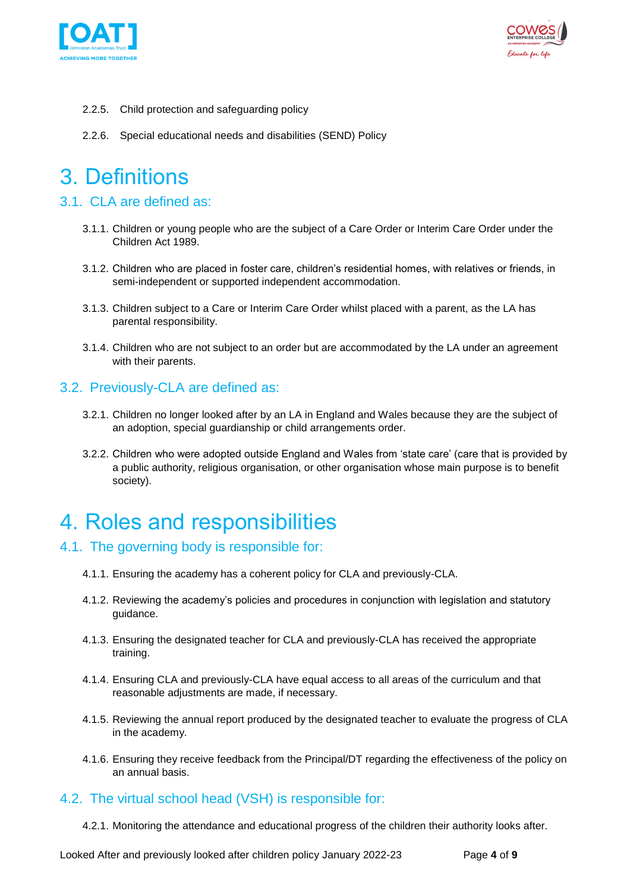2.2.5. Child protection and safeguarding policy

2.2.6. Special educational needs and disabilities (SEND) Policy

# 3. Definitions

## 3.1. CLA are defined as:

3.1.1. Children or young people who are the subject of a Care Order or Interim Care Order under the Children Act 1989.

3.1.2. Children who are placed in foster care, children's residential homes, with relatives or friends, in semi-independent or supported independent accommodation.

3.1.3. Children subject to a Care or Interim Care Order whilst placed with a parent, as the LA has parental responsibility.

3.1.4. Children who are not subject to an order but are accommodated by the LA under an agreement with their parents.

## 3.2. Previously-CLA are defined as:

3.2.1. Children no longer looked after by an LA in England and Wales because they are the subject of an adoption, special guardianship or child arrangements order.

3.2.2. Children who were adopted outside England and Wales from 'state care' (care that is provided by a public authority, religious organisation, or other organisation whose main purpose is to benefit society).

# 4. Roles and responsibilities

## 4.1. The governing body is responsible for:

4.1.1. Ensuring the academy has a coherent policy for CLA and previously-CLA.

4.1.2. Reviewing the academy's policies and procedures in conjunction with legislation and statutory guidance.

4.1.3. Ensuring the designated teacher for CLA and previously-CLA has received the appropriate training.

4.1.4. Ensuring CLA and previously-CLA have equal access to all areas of the curriculum and that reasonable adjustments are made, if necessary.

4.1.5. Reviewing the annual report produced by the designated teacher to evaluate the progress of CLA in the academy.

4.1.6. Ensuring they receive feedback from the Principal/DT regarding the effectiveness of the policy on an annual basis.

## 4.2. The virtual school head (VSH) is responsible for:

4.2.1. Monitoring the attendance and educational progress of the children their authority looks after.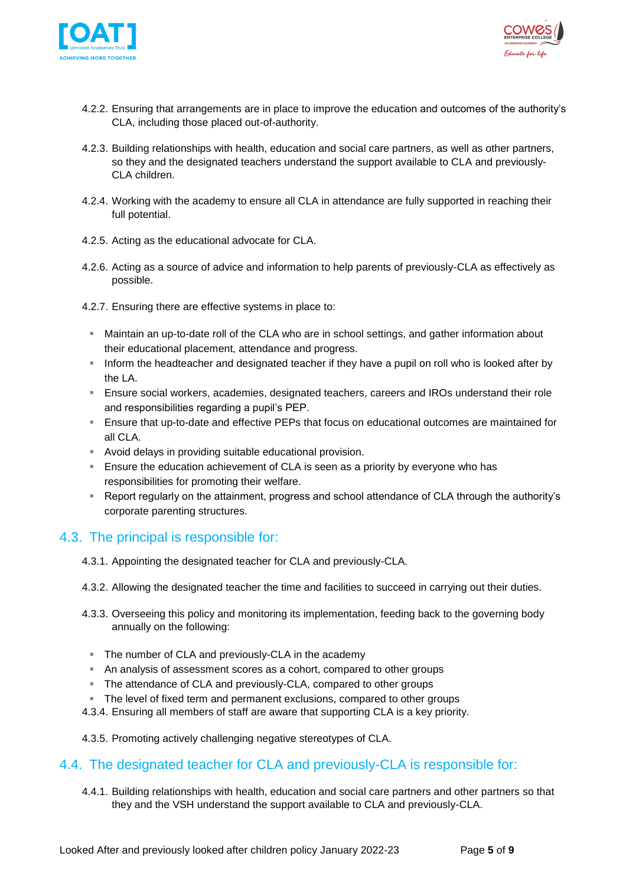4.2.2. Ensuring that arrangements are in place to improve the education and outcomes of the authority's CLA, including those placed out-of-authority.

4.2.3. Building relationships with health, education and social care partners, as well as other partners, so they and the designated teachers understand the support available to CLA and previously-CLA children.

4.2.4. Working with the academy to ensure all CLA in attendance are fully supported in reaching their full potential.

4.2.5. Acting as the educational advocate for CLA.

4.2.6. Acting as a source of advice and information to help parents of previously-CLA as effectively as possible.

4.2.7. Ensuring there are effective systems in place to:

- Maintain an up-to-date roll of the CLA who are in school settings, and gather information about their educational placement, attendance and progress.
- Inform the headteacher and designated teacher if they have a pupil on roll who is looked after by the LA.
- Ensure social workers, academies, designated teachers, careers and IROs understand their role and responsibilities regarding a pupil's PEP.
- Ensure that up-to-date and effective PEPs that focus on educational outcomes are maintained for all CLA.
- Avoid delays in providing suitable educational provision.
- Ensure the education achievement of CLA is seen as a priority by everyone who has responsibilities for promoting their welfare.
- Report regularly on the attainment, progress and school attendance of CLA through the authority's corporate parenting structures.

## 4.3. The principal is responsible for:

4.3.1. Appointing the designated teacher for CLA and previously-CLA.

4.3.2. Allowing the designated teacher the time and facilities to succeed in carrying out their duties.

4.3.3. Overseeing this policy and monitoring its implementation, feeding back to the governing body annually on the following:

- The number of CLA and previously-CLA in the academy
- An analysis of assessment scores as a cohort, compared to other groups
- The attendance of CLA and previously-CLA, compared to other groups
- The level of fixed term and permanent exclusions, compared to other groups

4.3.4. Ensuring all members of staff are aware that supporting CLA is a key priority.

4.3.5. Promoting actively challenging negative stereotypes of CLA.

## 4.4. The designated teacher for CLA and previously-CLA is responsible for:

4.4.1. Building relationships with health, education and social care partners and other partners so that they and the VSH understand the support available to CLA and previously-CLA.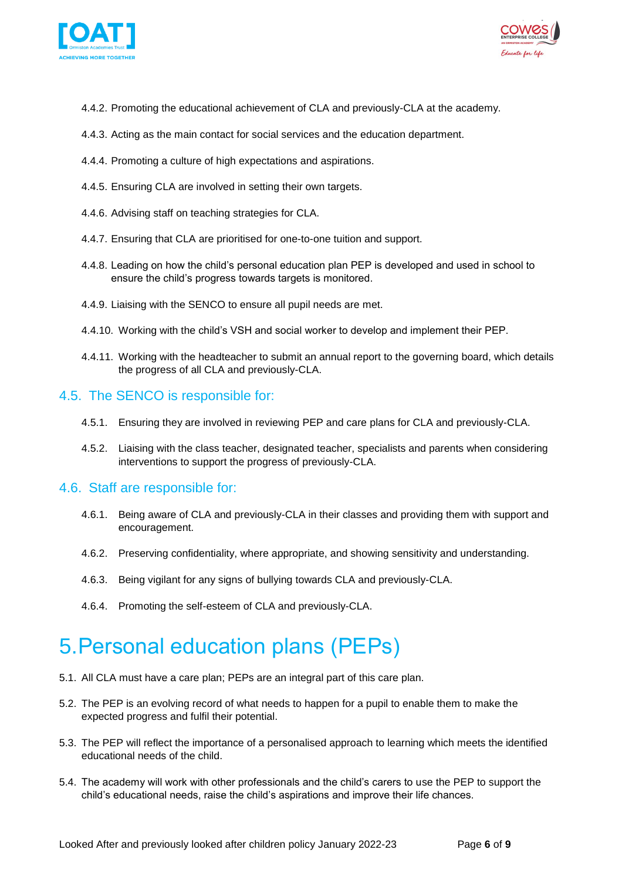4.4.2. Promoting the educational achievement of CLA and previously-CLA at the academy.

4.4.3. Acting as the main contact for social services and the education department.

4.4.4. Promoting a culture of high expectations and aspirations.

4.4.5. Ensuring CLA are involved in setting their own targets.

4.4.6. Advising staff on teaching strategies for CLA.

4.4.7. Ensuring that CLA are prioritised for one-to-one tuition and support.

4.4.8. Leading on how the child's personal education plan PEP is developed and used in school to ensure the child's progress towards targets is monitored.

4.4.9. Liaising with the SENCO to ensure all pupil needs are met.

4.4.10. Working with the child's VSH and social worker to develop and implement their PEP.

4.4.11. Working with the headteacher to submit an annual report to the governing board, which details the progress of all CLA and previously-CLA.

### 4.5. The SENCO is responsible for:

4.5.1. Ensuring they are involved in reviewing PEP and care plans for CLA and previously-CLA.

4.5.2. Liaising with the class teacher, designated teacher, specialists and parents when considering interventions to support the progress of previously-CLA.

### 4.6. Staff are responsible for:

4.6.1. Being aware of CLA and previously-CLA in their classes and providing them with support and encouragement.

4.6.2. Preserving confidentiality, where appropriate, and showing sensitivity and understanding.

4.6.3. Being vigilant for any signs of bullying towards CLA and previously-CLA.

4.6.4. Promoting the self-esteem of CLA and previously-CLA.

# 5. Personal education plans (PEPs)

5.1. All CLA must have a care plan; PEPs are an integral part of this care plan.

5.2. The PEP is an evolving record of what needs to happen for a pupil to enable them to make the expected progress and fulfil their potential.

5.3. The PEP will reflect the importance of a personalised approach to learning which meets the identified educational needs of the child.

5.4. The academy will work with other professionals and the child's carers to use the PEP to support the child's educational needs, raise the child's aspirations and improve their life chances.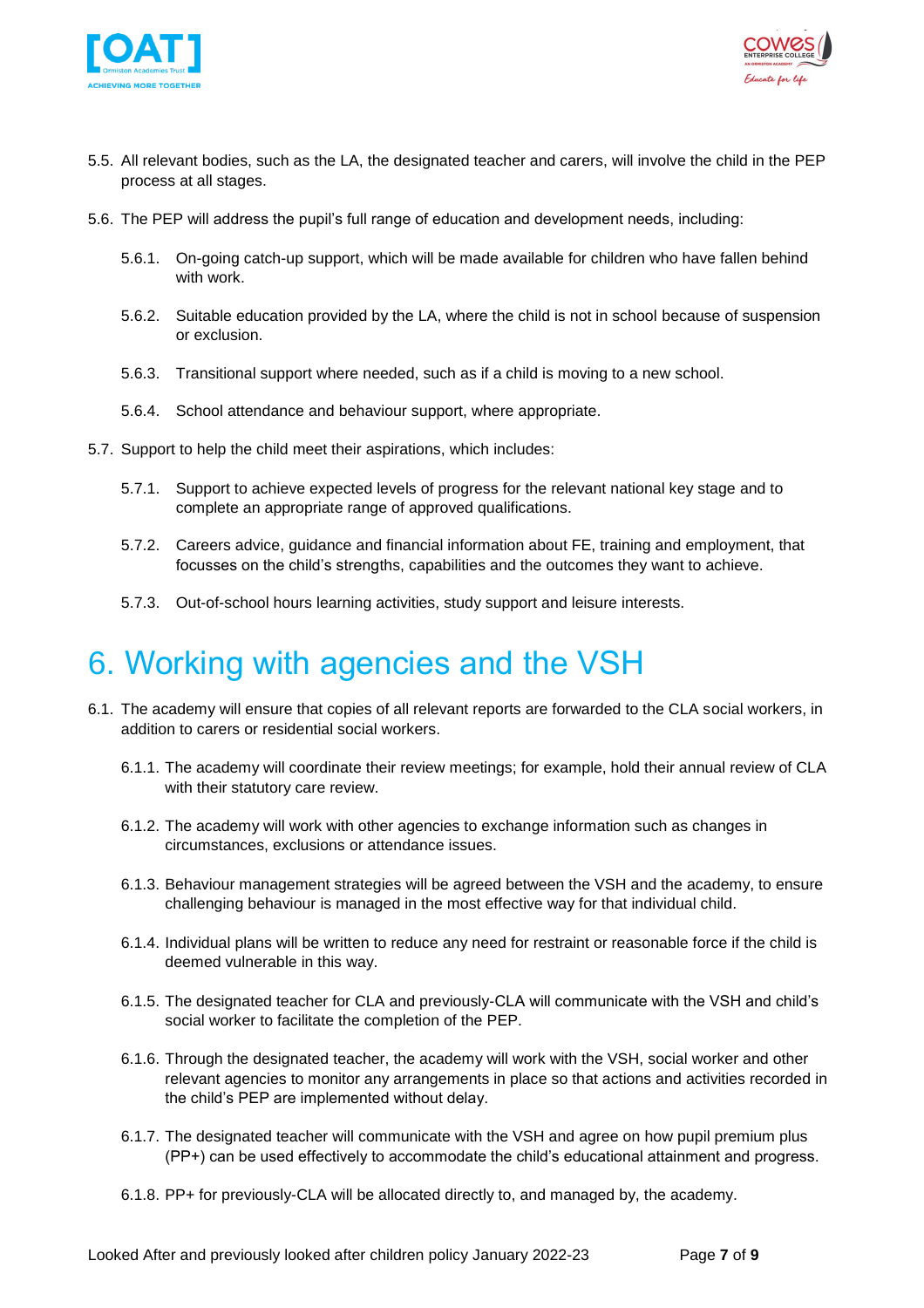5.5. All relevant bodies, such as the LA, the designated teacher and carers, will involve the child in the PEP process at all stages.

5.6. The PEP will address the pupil's full range of education and development needs, including:

5.6.1. On-going catch-up support, which will be made available for children who have fallen behind with work.

5.6.2. Suitable education provided by the LA, where the child is not in school because of suspension or exclusion.

5.6.3. Transitional support where needed, such as if a child is moving to a new school.

5.6.4. School attendance and behaviour support, where appropriate.

5.7. Support to help the child meet their aspirations, which includes:

5.7.1. Support to achieve expected levels of progress for the relevant national key stage and to complete an appropriate range of approved qualifications.

5.7.2. Careers advice, guidance and financial information about FE, training and employment, that focusses on the child's strengths, capabilities and the outcomes they want to achieve.

5.7.3. Out-of-school hours learning activities, study support and leisure interests.

# 6. Working with agencies and the VSH

6.1. The academy will ensure that copies of all relevant reports are forwarded to the CLA social workers, in addition to carers or residential social workers.

6.1.1. The academy will coordinate their review meetings; for example, hold their annual review of CLA with their statutory care review.

6.1.2. The academy will work with other agencies to exchange information such as changes in circumstances, exclusions or attendance issues.

6.1.3. Behaviour management strategies will be agreed between the VSH and the academy, to ensure challenging behaviour is managed in the most effective way for that individual child.

6.1.4. Individual plans will be written to reduce any need for restraint or reasonable force if the child is deemed vulnerable in this way.

6.1.5. The designated teacher for CLA and previously-CLA will communicate with the VSH and child's social worker to facilitate the completion of the PEP.

6.1.6. Through the designated teacher, the academy will work with the VSH, social worker and other relevant agencies to monitor any arrangements in place so that actions and activities recorded in the child's PEP are implemented without delay.

6.1.7. The designated teacher will communicate with the VSH and agree on how pupil premium plus (PP+) can be used effectively to accommodate the child's educational attainment and progress.

6.1.8. PP+ for previously-CLA will be allocated directly to, and managed by, the academy.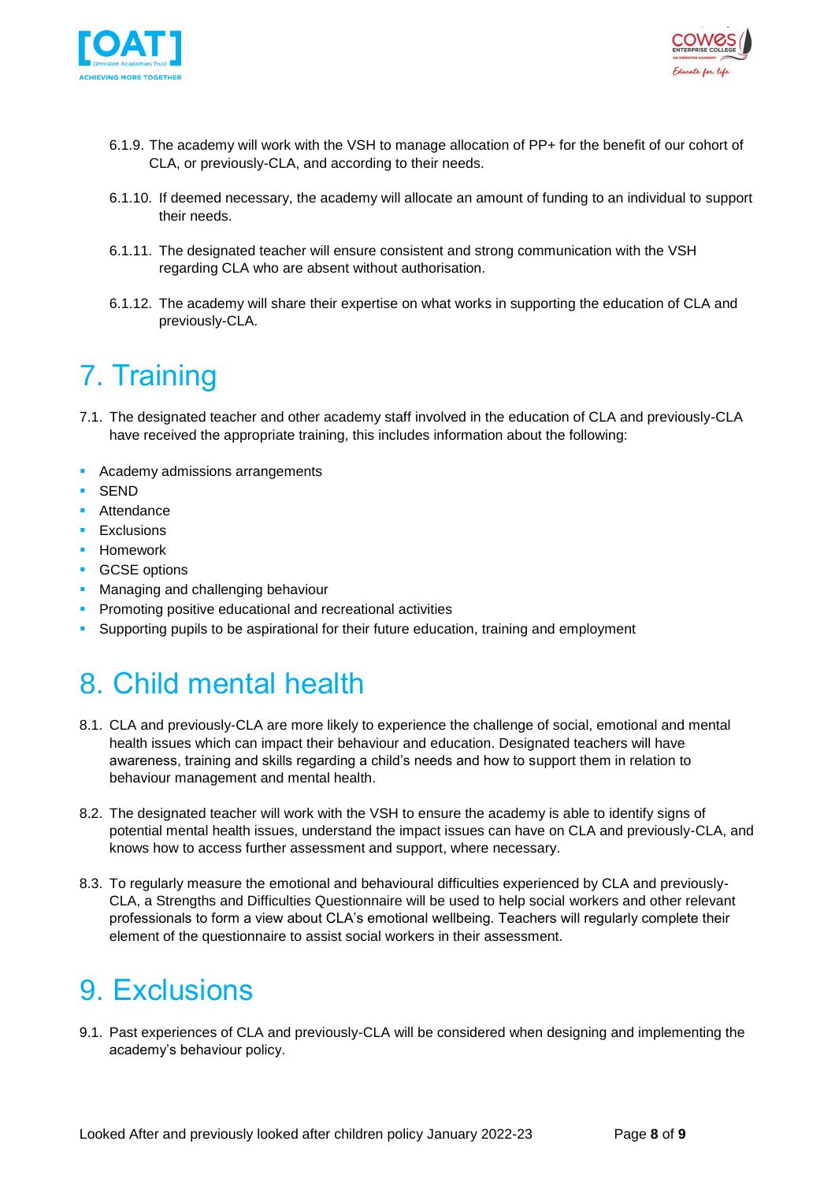6.1.9. The academy will work with the VSH to manage allocation of PP+ for the benefit of our cohort of CLA, or previously-CLA, and according to their needs.

6.1.10. If deemed necessary, the academy will allocate an amount of funding to an individual to support their needs.

6.1.11. The designated teacher will ensure consistent and strong communication with the VSH regarding CLA who are absent without authorisation.

6.1.12. The academy will share their expertise on what works in supporting the education of CLA and previously-CLA.

# 7. Training

7.1. The designated teacher and other academy staff involved in the education of CLA and previously-CLA have received the appropriate training, this includes information about the following:

- Academy admissions arrangements
- SEND
- Attendance
- Exclusions
- Homework
- GCSE options
- Managing and challenging behaviour
- Promoting positive educational and recreational activities
- Supporting pupils to be aspirational for their future education, training and employment

# 8. Child mental health

8.1. CLA and previously-CLA are more likely to experience the challenge of social, emotional and mental health issues which can impact their behaviour and education. Designated teachers will have awareness, training and skills regarding a child's needs and how to support them in relation to behaviour management and mental health.

8.2. The designated teacher will work with the VSH to ensure the academy is able to identify signs of potential mental health issues, understand the impact issues can have on CLA and previously-CLA, and knows how to access further assessment and support, where necessary.

8.3. To regularly measure the emotional and behavioural difficulties experienced by CLA and previously-CLA, a Strengths and Difficulties Questionnaire will be used to help social workers and other relevant professionals to form a view about CLA's emotional wellbeing. Teachers will regularly complete their element of the questionnaire to assist social workers in their assessment.

# 9. Exclusions

9.1. Past experiences of CLA and previously-CLA will be considered when designing and implementing the academy's behaviour policy.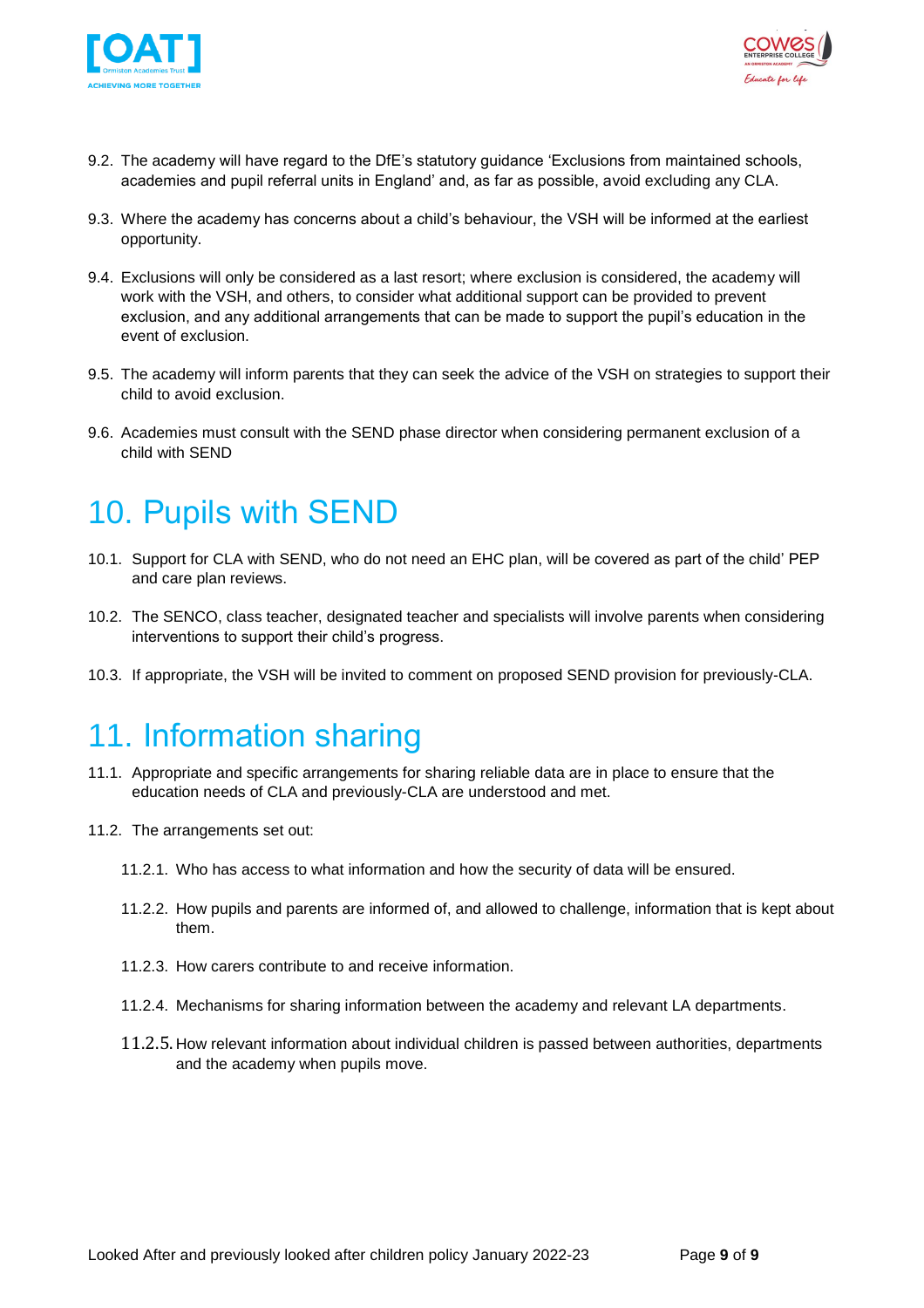9.2. The academy will have regard to the DfE's statutory guidance 'Exclusions from maintained schools, academies and pupil referral units in England' and, as far as possible, avoid excluding any CLA.

9.3. Where the academy has concerns about a child's behaviour, the VSH will be informed at the earliest opportunity.

9.4. Exclusions will only be considered as a last resort; where exclusion is considered, the academy will work with the VSH, and others, to consider what additional support can be provided to prevent exclusion, and any additional arrangements that can be made to support the pupil's education in the event of exclusion.

9.5. The academy will inform parents that they can seek the advice of the VSH on strategies to support their child to avoid exclusion.

9.6. Academies must consult with the SEND phase director when considering permanent exclusion of a child with SEND

# 10. Pupils with SEND

10.1. Support for CLA with SEND, who do not need an EHC plan, will be covered as part of the child' PEP and care plan reviews.

10.2. The SENCO, class teacher, designated teacher and specialists will involve parents when considering interventions to support their child's progress.

10.3. If appropriate, the VSH will be invited to comment on proposed SEND provision for previously-CLA.

# 11. Information sharing

11.1. Appropriate and specific arrangements for sharing reliable data are in place to ensure that the education needs of CLA and previously-CLA are understood and met.

11.2. The arrangements set out:

11.2.1. Who has access to what information and how the security of data will be ensured.

11.2.2. How pupils and parents are informed of, and allowed to challenge, information that is kept about them.

11.2.3. How carers contribute to and receive information.

11.2.4. Mechanisms for sharing information between the academy and relevant LA departments.

11.2.5. How relevant information about individual children is passed between authorities, departments and the academy when pupils move.